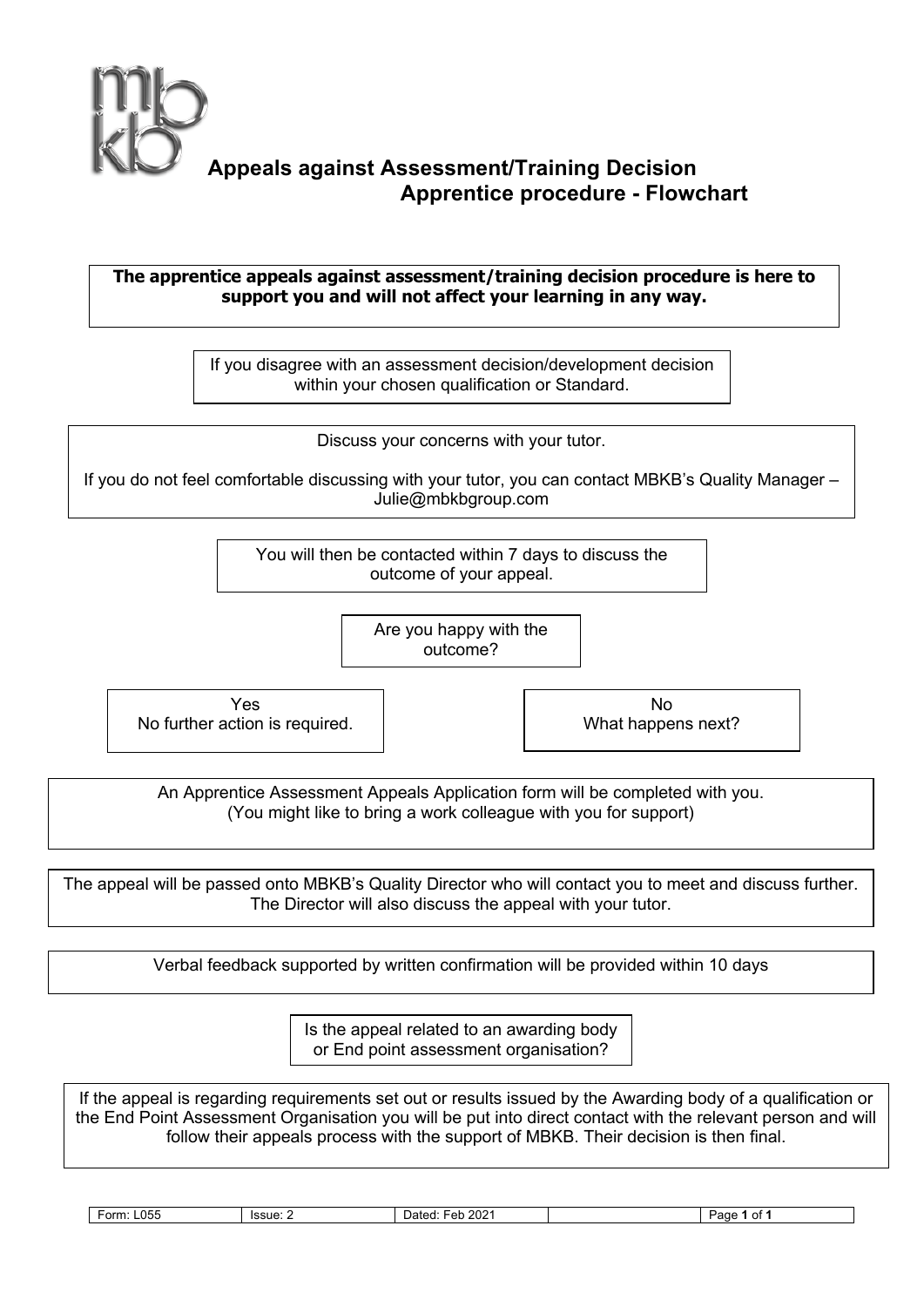# Appeals against Assessment/Training Decision
## Apprentice procedure - Flowchart

**The apprentice appeals against assessment/training decision procedure is here to support you and will not affect your learning in any way.**

If you disagree with an assessment decision/development decision within your chosen qualification or Standard.

Discuss your concerns with your tutor.

If you do not feel comfortable discussing with your tutor, you can contact MBKB's Quality Manager – Julie@mbkbgroup.com

You will then be contacted within 7 days to discuss the outcome of your appeal.

Are you happy with the outcome?

Yes
No further action is required.

No
What happens next?

An Apprentice Assessment Appeals Application form will be completed with you. (You might like to bring a work colleague with you for support)

The appeal will be passed onto MBKB's Quality Director who will contact you to meet and discuss further. The Director will also discuss the appeal with your tutor.

Verbal feedback supported by written confirmation will be provided within 10 days

Is the appeal related to an awarding body or End point assessment organisation?

If the appeal is regarding requirements set out or results issued by the Awarding body of a qualification or the End Point Assessment Organisation you will be put into direct contact with the relevant person and will follow their appeals process with the support of MBKB. Their decision is then final.

| Form: L055 | Issue: 2 | Dated: Feb 2021 | | |
|---|---|---|---|---|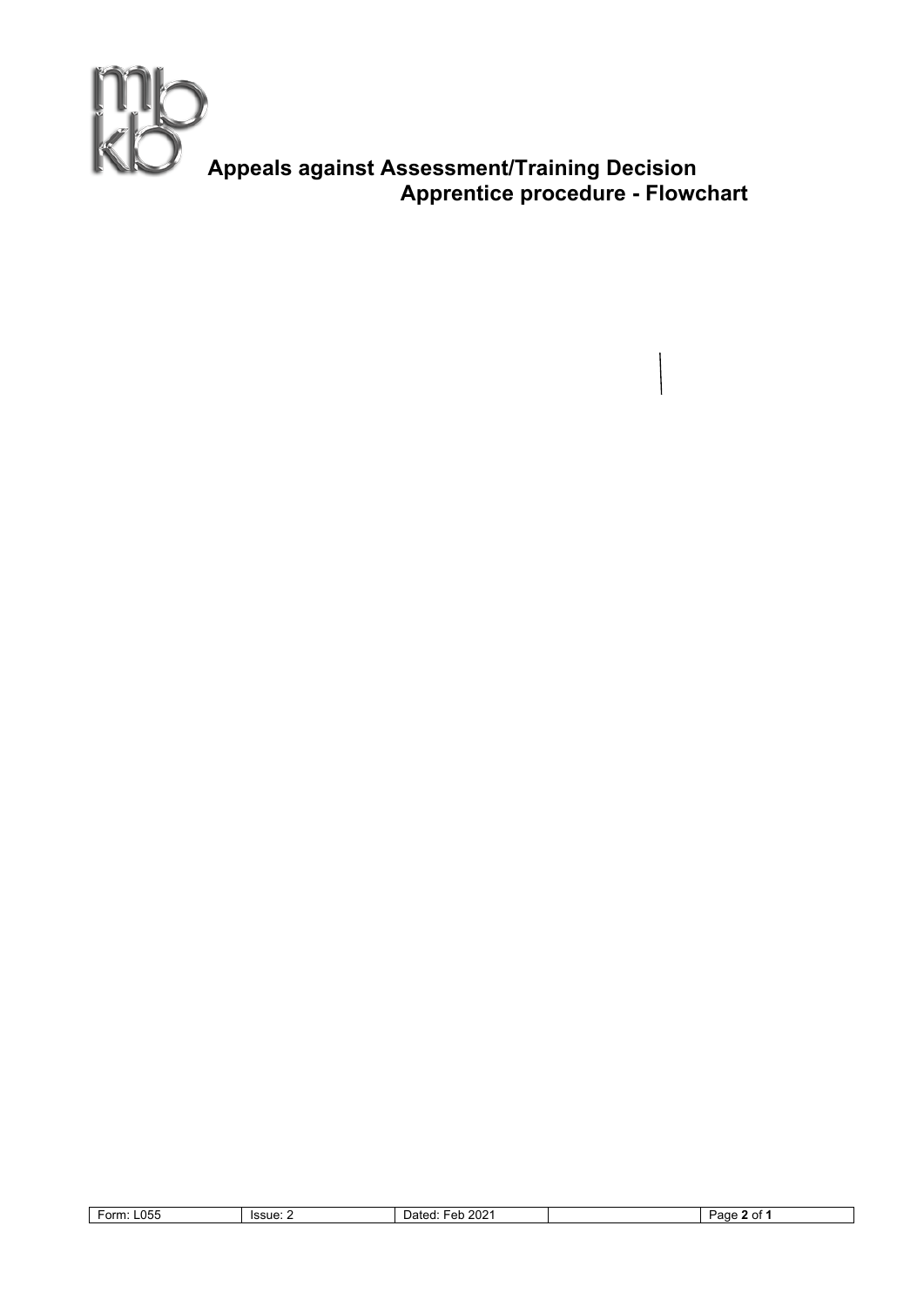# Appeals against Assessment/Training Decision
## Apprentice procedure - Flowchart